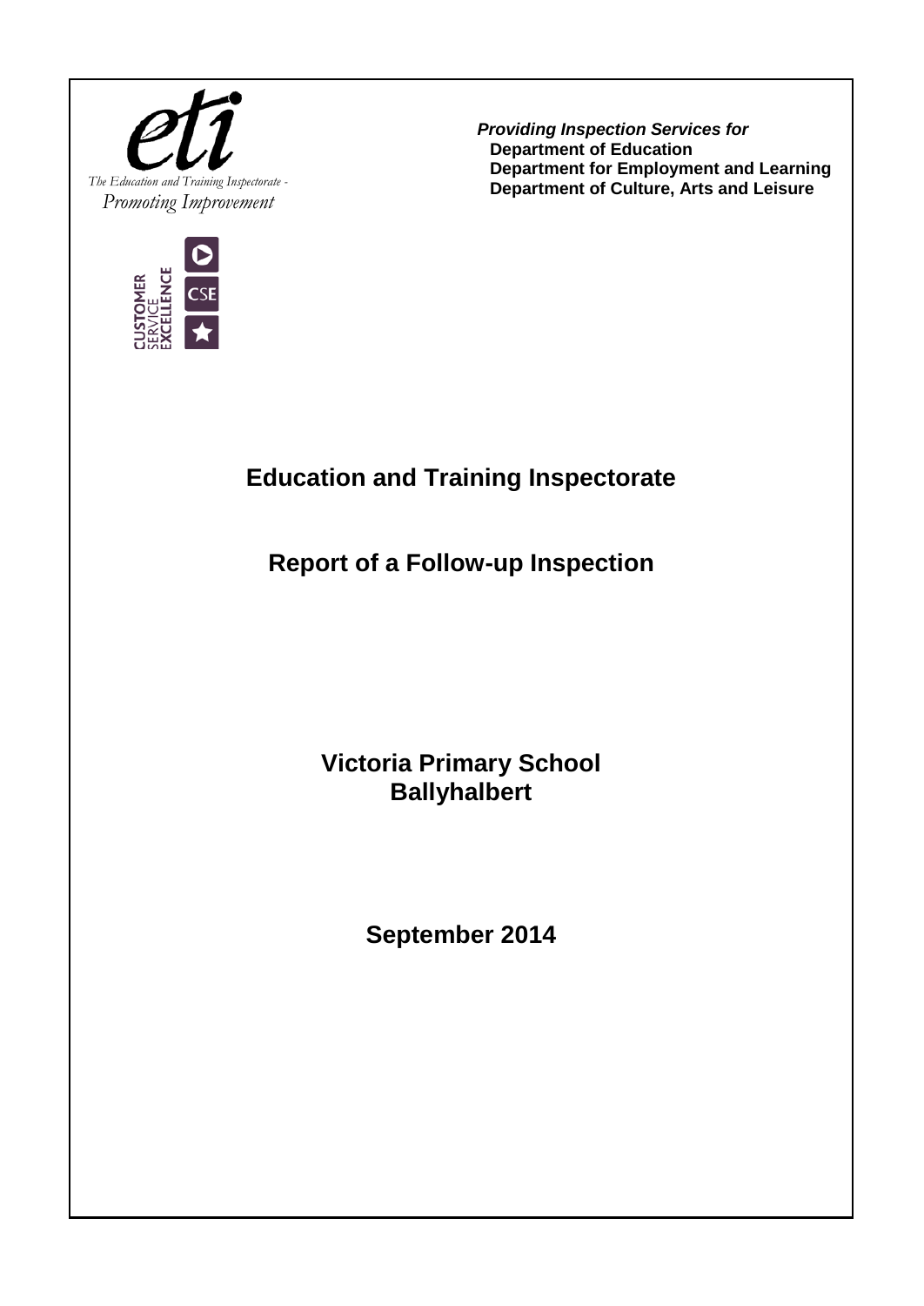The Education and Training Inspectorate -
*Promoting Improvement*

***Providing Inspection Services for***
**Department of Education**
**Department for Employment and Learning**
**Department of Culture, Arts and Leisure**

# Education and Training Inspectorate

## Report of a Follow-up Inspection

## Victoria Primary School
## Ballyhalbert

### September 2014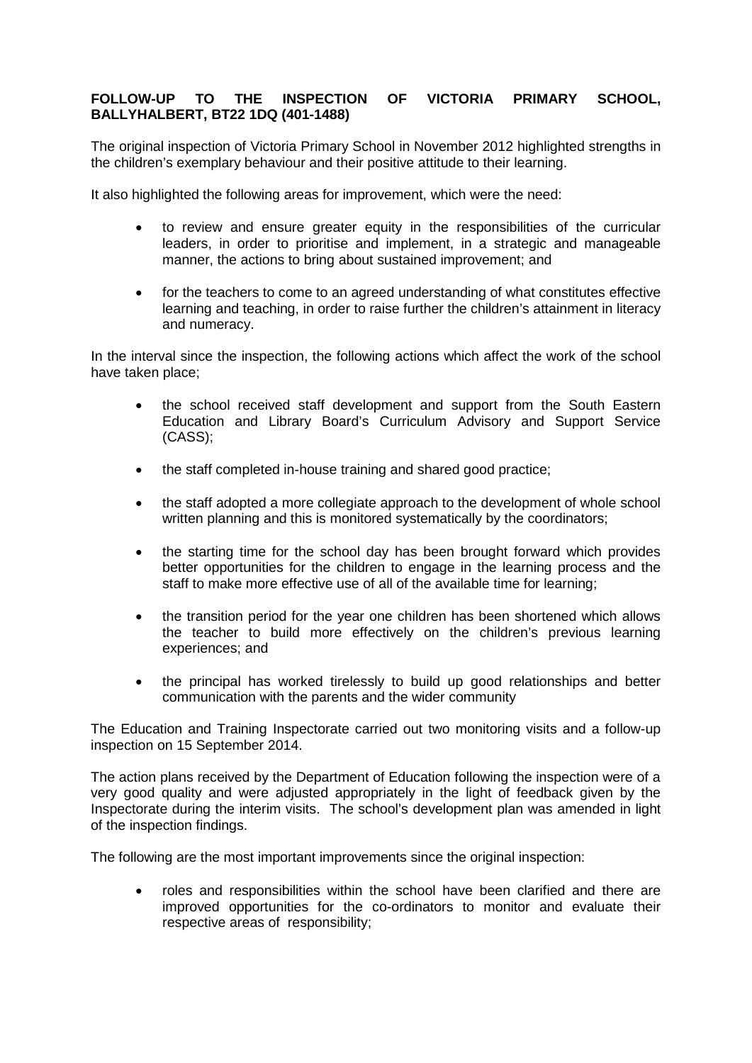**FOLLOW-UP TO THE INSPECTION OF VICTORIA PRIMARY SCHOOL, BALLYHALBERT, BT22 1DQ (401-1488)**

The original inspection of Victoria Primary School in November 2012 highlighted strengths in the children's exemplary behaviour and their positive attitude to their learning.

It also highlighted the following areas for improvement, which were the need:

- to review and ensure greater equity in the responsibilities of the curricular leaders, in order to prioritise and implement, in a strategic and manageable manner, the actions to bring about sustained improvement; and
- for the teachers to come to an agreed understanding of what constitutes effective learning and teaching, in order to raise further the children's attainment in literacy and numeracy.

In the interval since the inspection, the following actions which affect the work of the school have taken place;

- the school received staff development and support from the South Eastern Education and Library Board's Curriculum Advisory and Support Service (CASS);
- the staff completed in-house training and shared good practice;
- the staff adopted a more collegiate approach to the development of whole school written planning and this is monitored systematically by the coordinators;
- the starting time for the school day has been brought forward which provides better opportunities for the children to engage in the learning process and the staff to make more effective use of all of the available time for learning;
- the transition period for the year one children has been shortened which allows the teacher to build more effectively on the children's previous learning experiences; and
- the principal has worked tirelessly to build up good relationships and better communication with the parents and the wider community

The Education and Training Inspectorate carried out two monitoring visits and a follow-up inspection on 15 September 2014.

The action plans received by the Department of Education following the inspection were of a very good quality and were adjusted appropriately in the light of feedback given by the Inspectorate during the interim visits. The school's development plan was amended in light of the inspection findings.

The following are the most important improvements since the original inspection:

- roles and responsibilities within the school have been clarified and there are improved opportunities for the co-ordinators to monitor and evaluate their respective areas of responsibility;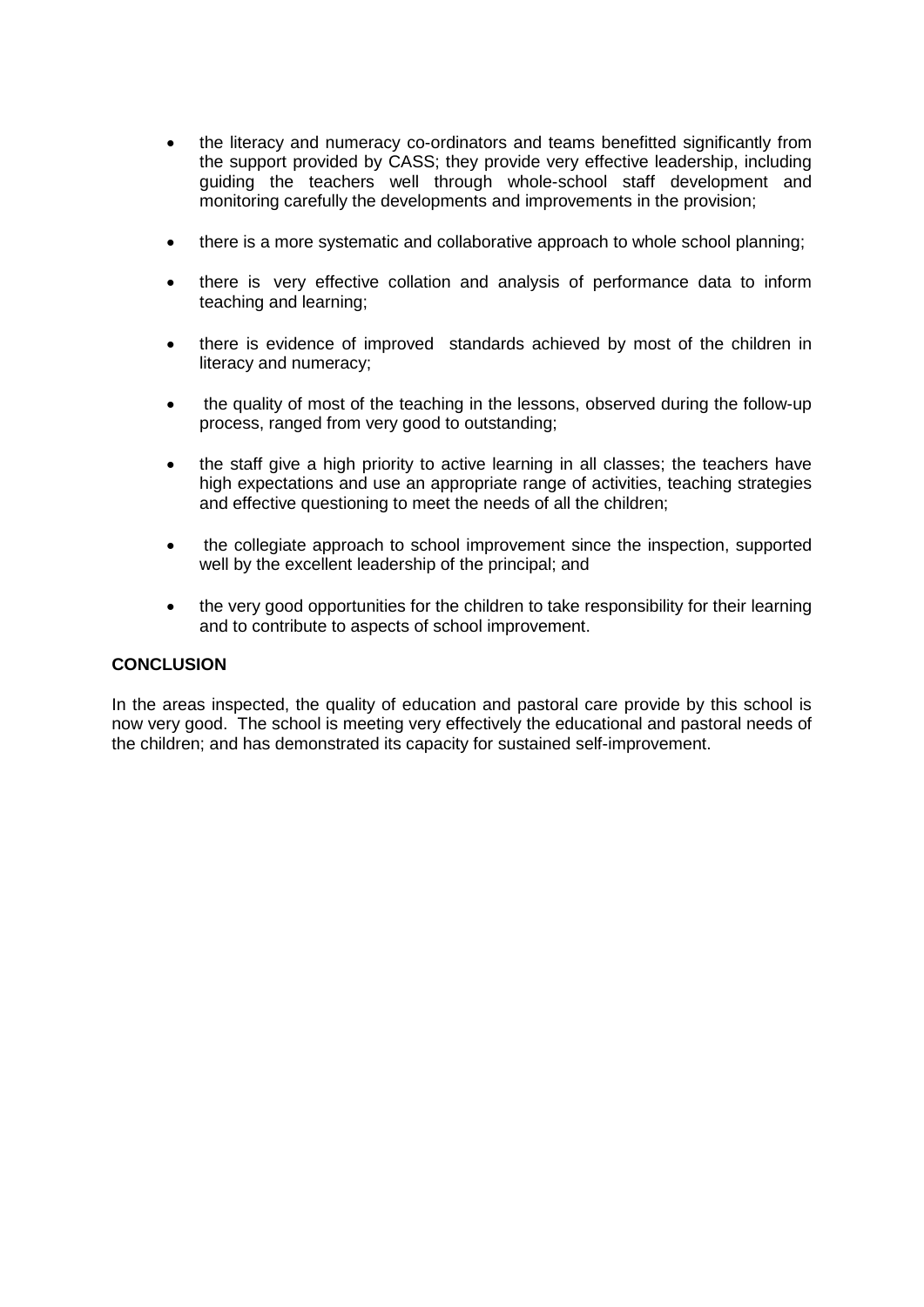- the literacy and numeracy co-ordinators and teams benefitted significantly from the support provided by CASS; they provide very effective leadership, including guiding the teachers well through whole-school staff development and monitoring carefully the developments and improvements in the provision;

- there is a more systematic and collaborative approach to whole school planning;

- there is very effective collation and analysis of performance data to inform teaching and learning;

- there is evidence of improved standards achieved by most of the children in literacy and numeracy;

- the quality of most of the teaching in the lessons, observed during the follow-up process, ranged from very good to outstanding;

- the staff give a high priority to active learning in all classes; the teachers have high expectations and use an appropriate range of activities, teaching strategies and effective questioning to meet the needs of all the children;

- the collegiate approach to school improvement since the inspection, supported well by the excellent leadership of the principal; and

- the very good opportunities for the children to take responsibility for their learning and to contribute to aspects of school improvement.

**CONCLUSION**

In the areas inspected, the quality of education and pastoral care provide by this school is now very good. The school is meeting very effectively the educational and pastoral needs of the children; and has demonstrated its capacity for sustained self-improvement.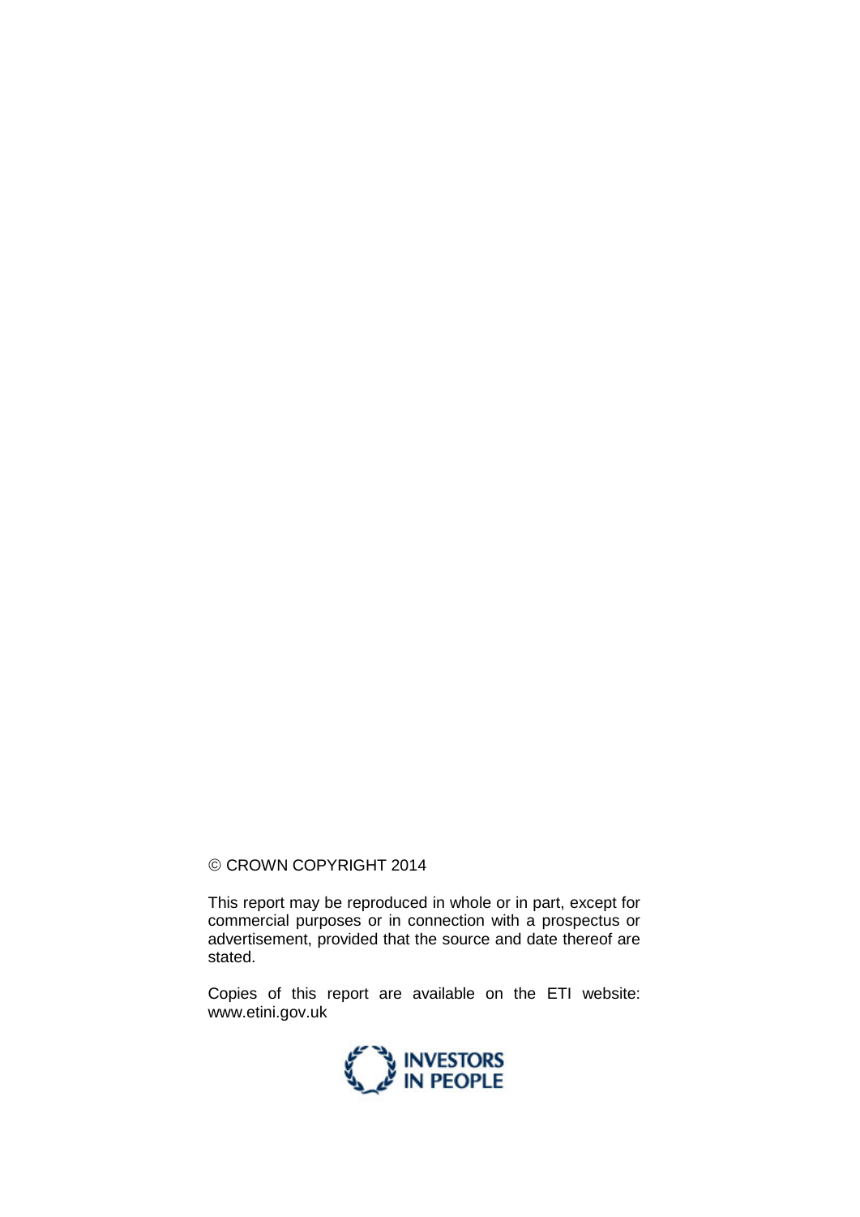© CROWN COPYRIGHT 2014

This report may be reproduced in whole or in part, except for commercial purposes or in connection with a prospectus or advertisement, provided that the source and date thereof are stated.

Copies of this report are available on the ETI website: www.etini.gov.uk

INVESTORS IN PEOPLE